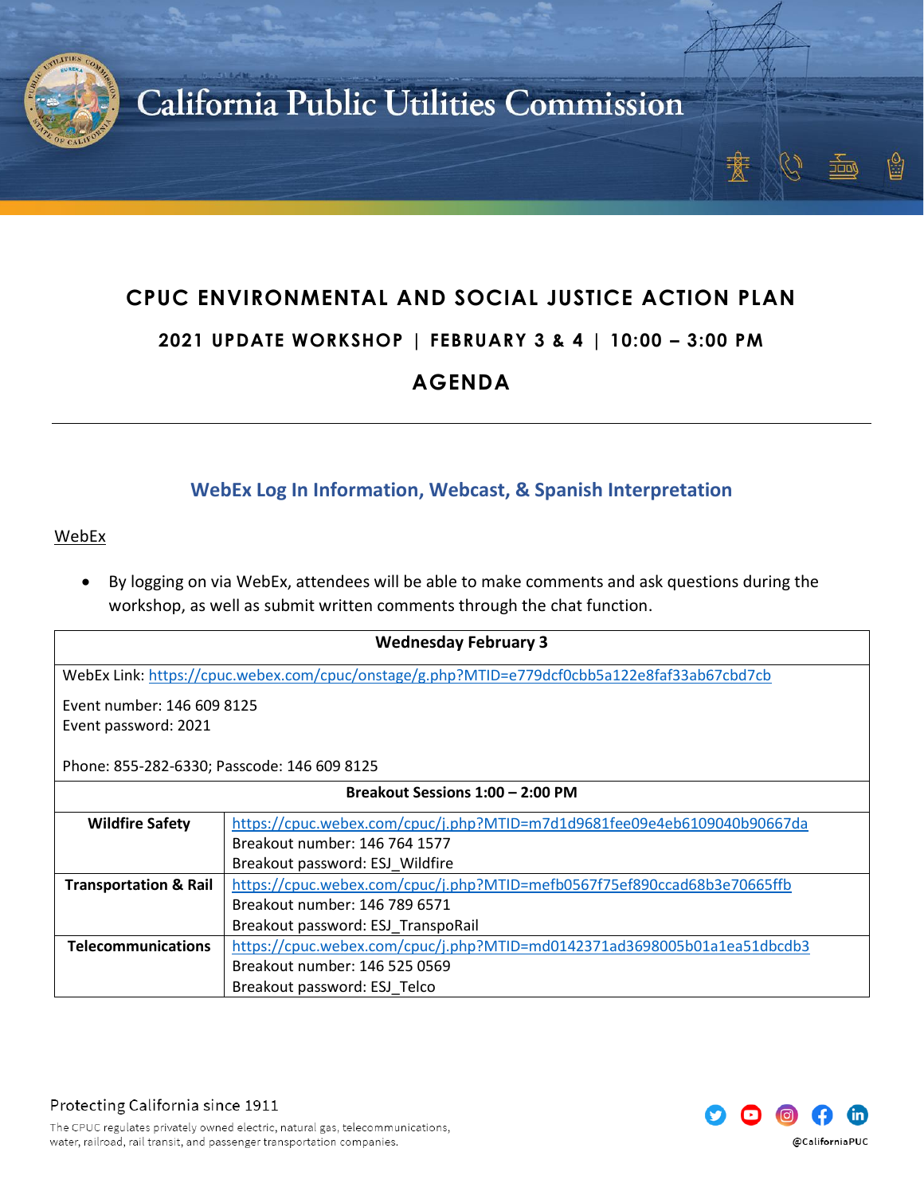California Public Utilities Commission

# CPUC ENVIRONMENTAL AND SOCIAL JUSTICE ACTION PLAN

## 2021 UPDATE WORKSHOP | FEBRUARY 3 & 4 | 10:00 – 3:00 PM

## AGENDA

---

### WebEx Log In Information, Webcast, & Spanish Interpretation

WebEx

- By logging on via WebEx, attendees will be able to make comments and ask questions during the workshop, as well as submit written comments through the chat function.

| Wednesday February 3 | |
|---|---|
| WebEx Link: https://cpuc.webex.com/cpuc/onstage/g.php?MTID=e779dcf0cbb5a122e8faf33ab67cbd7cb<br><br>Event number: 146 609 8125<br>Event password: 2021<br><br>Phone: 855-282-6330; Passcode: 146 609 8125 | |
| **Breakout Sessions 1:00 – 2:00 PM** | |
| **Wildfire Safety** | https://cpuc.webex.com/cpuc/j.php?MTID=m7d1d9681fee09e4eb6109040b90667da<br>Breakout number: 146 764 1577<br>Breakout password: ESJ_Wildfire |
| **Transportation & Rail** | https://cpuc.webex.com/cpuc/j.php?MTID=mefb0567f75ef890ccad68b3e70665ffb<br>Breakout number: 146 789 6571<br>Breakout password: ESJ_TranspoRail |
| **Telecommunications** | https://cpuc.webex.com/cpuc/j.php?MTID=md0142371ad3698005b01a1ea51dbcdb3<br>Breakout number: 146 525 0569<br>Breakout password: ESJ_Telco |

Protecting California since 1911

The CPUC regulates privately owned electric, natural gas, telecommunications, water, railroad, rail transit, and passenger transportation companies.

@CaliforniaPUC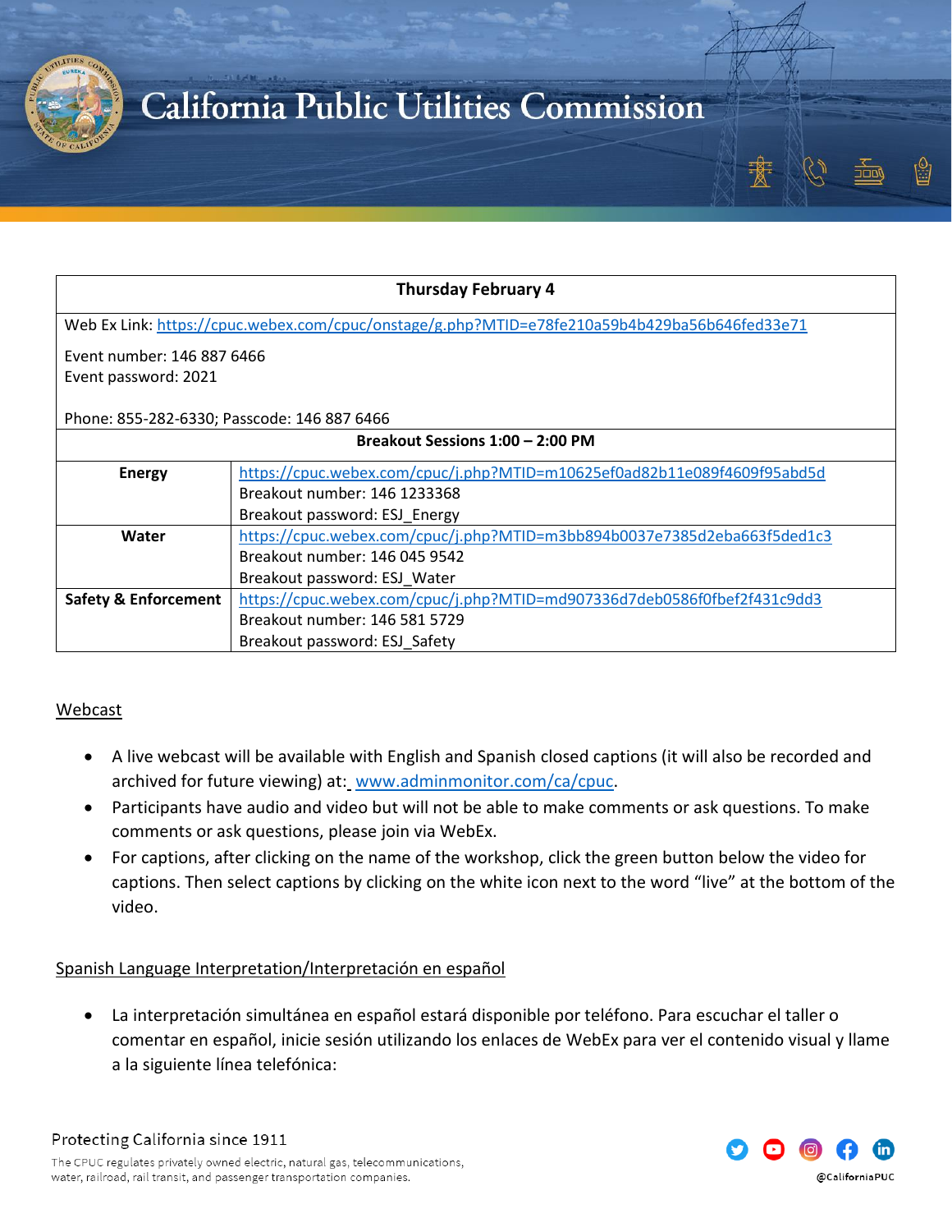| Thursday February 4 | |
|---|---|
| Web Ex Link: https://cpuc.webex.com/cpuc/onstage/g.php?MTID=e78fe210a59b4b429ba56b646fed33e71<br><br>Event number: 146 887 6466<br>Event password: 2021<br><br>Phone: 855-282-6330; Passcode: 146 887 6466 | |
| **Breakout Sessions 1:00 – 2:00 PM** | |
| **Energy** | https://cpuc.webex.com/cpuc/j.php?MTID=m10625ef0ad82b11e089f4609f95abd5d<br>Breakout number: 146 1233368<br>Breakout password: ESJ_Energy |
| **Water** | https://cpuc.webex.com/cpuc/j.php?MTID=m3bb894b0037e7385d2eba663f5ded1c3<br>Breakout number: 146 045 9542<br>Breakout password: ESJ_Water |
| **Safety & Enforcement** | https://cpuc.webex.com/cpuc/j.php?MTID=md907336d7deb0586f0fbef2f431c9dd3<br>Breakout number: 146 581 5729<br>Breakout password: ESJ_Safety |

## Webcast

- A live webcast will be available with English and Spanish closed captions (it will also be recorded and archived for future viewing) at: www.adminmonitor.com/ca/cpuc.
- Participants have audio and video but will not be able to make comments or ask questions. To make comments or ask questions, please join via WebEx.
- For captions, after clicking on the name of the workshop, click the green button below the video for captions. Then select captions by clicking on the white icon next to the word "live" at the bottom of the video.

## Spanish Language Interpretation/Interpretación en español

- La interpretación simultánea en español estará disponible por teléfono. Para escuchar el taller o comentar en español, inicie sesión utilizando los enlaces de WebEx para ver el contenido visual y llame a la siguiente línea telefónica: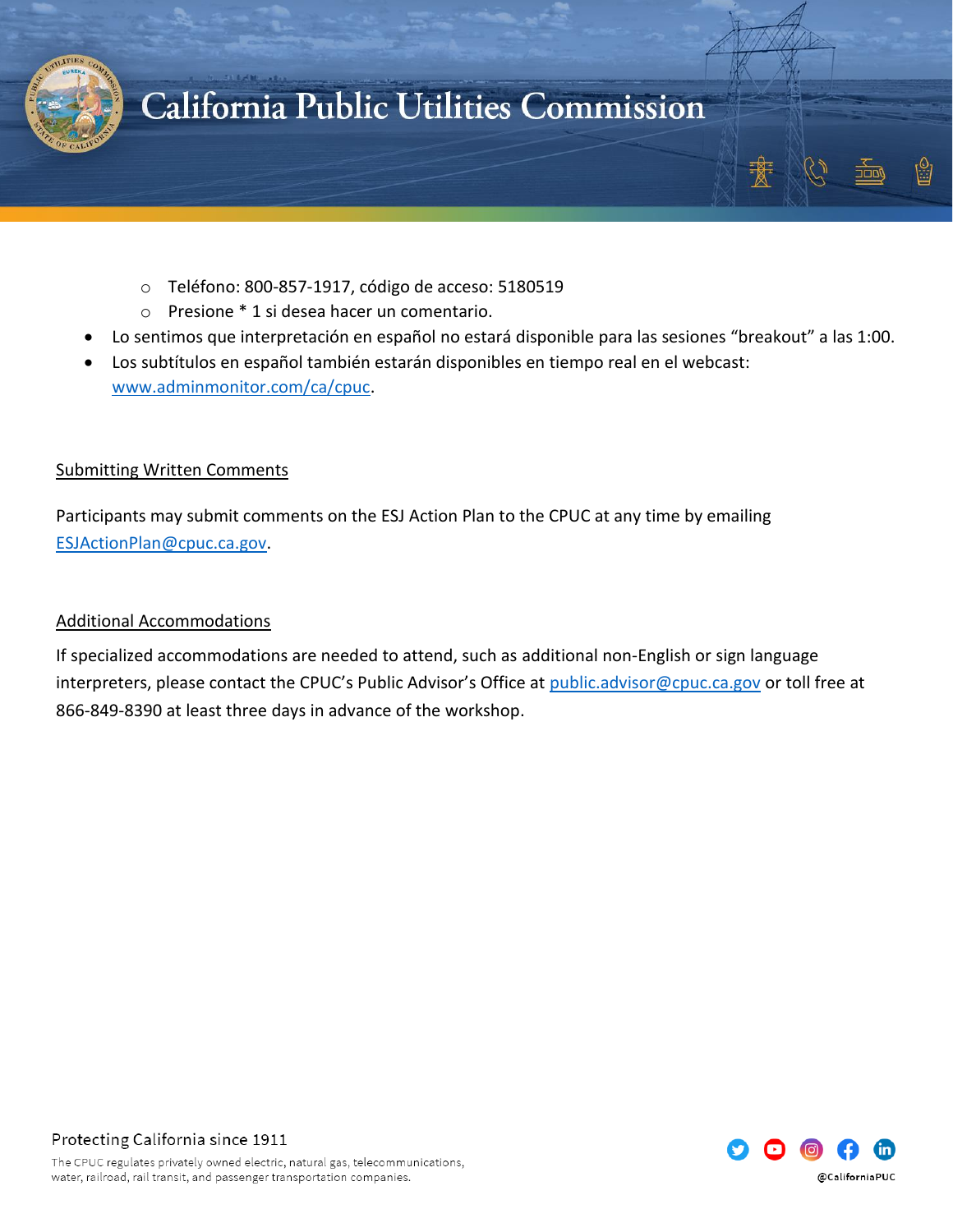- Teléfono: 800-857-1917, código de acceso: 5180519
    - Presione * 1 si desea hacer un comentario.
- Lo sentimos que interpretación en español no estará disponible para las sesiones “breakout” a las 1:00.
- Los subtítulos en español también estarán disponibles en tiempo real en el webcast: [www.adminmonitor.com/ca/cpuc](www.adminmonitor.com/ca/cpuc).

## Submitting Written Comments

Participants may submit comments on the ESJ Action Plan to the CPUC at any time by emailing [ESJActionPlan@cpuc.ca.gov](mailto:ESJActionPlan@cpuc.ca.gov).

## Additional Accommodations

If specialized accommodations are needed to attend, such as additional non-English or sign language interpreters, please contact the CPUC’s Public Advisor’s Office at [public.advisor@cpuc.ca.gov](mailto:public.advisor@cpuc.ca.gov) or toll free at 866-849-8390 at least three days in advance of the workshop.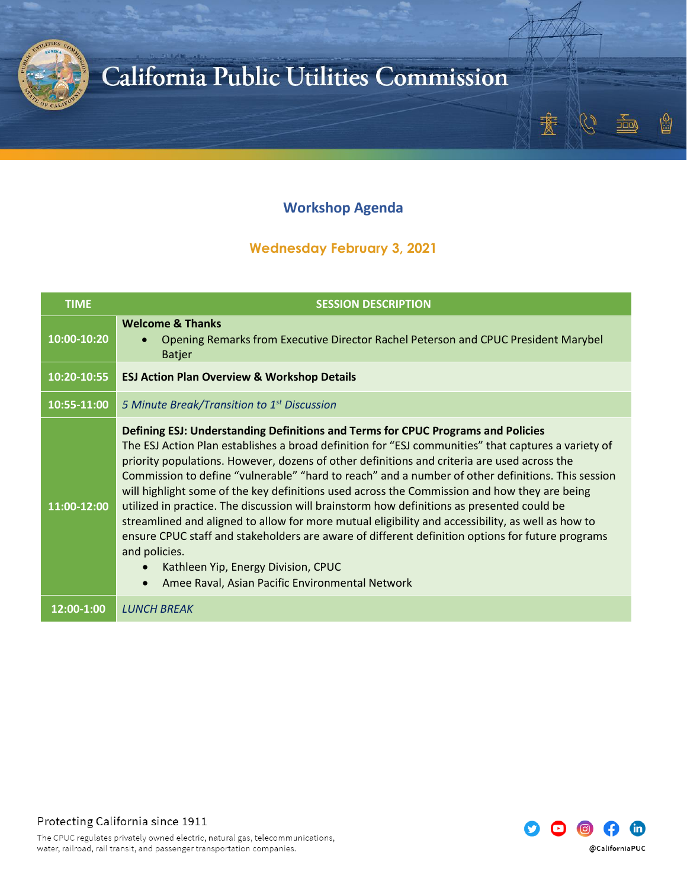## Workshop Agenda

### Wednesday February 3, 2021

| TIME | SESSION DESCRIPTION |
| --- | --- |
| 10:00-10:20 | **Welcome & Thanks**<br>• Opening Remarks from Executive Director Rachel Peterson and CPUC President Marybel Batjer |
| 10:20-10:55 | **ESJ Action Plan Overview & Workshop Details** |
| 10:55-11:00 | *5 Minute Break/Transition to 1st Discussion* |
| 11:00-12:00 | **Defining ESJ: Understanding Definitions and Terms for CPUC Programs and Policies**<br>The ESJ Action Plan establishes a broad definition for "ESJ communities" that captures a variety of priority populations. However, dozens of other definitions and criteria are used across the Commission to define "vulnerable" "hard to reach" and a number of other definitions. This session will highlight some of the key definitions used across the Commission and how they are being utilized in practice. The discussion will brainstorm how definitions as presented could be streamlined and aligned to allow for more mutual eligibility and accessibility, as well as how to ensure CPUC staff and stakeholders are aware of different definition options for future programs and policies.<br>• Kathleen Yip, Energy Division, CPUC<br>• Amee Raval, Asian Pacific Environmental Network |
| 12:00-1:00 | *LUNCH BREAK* |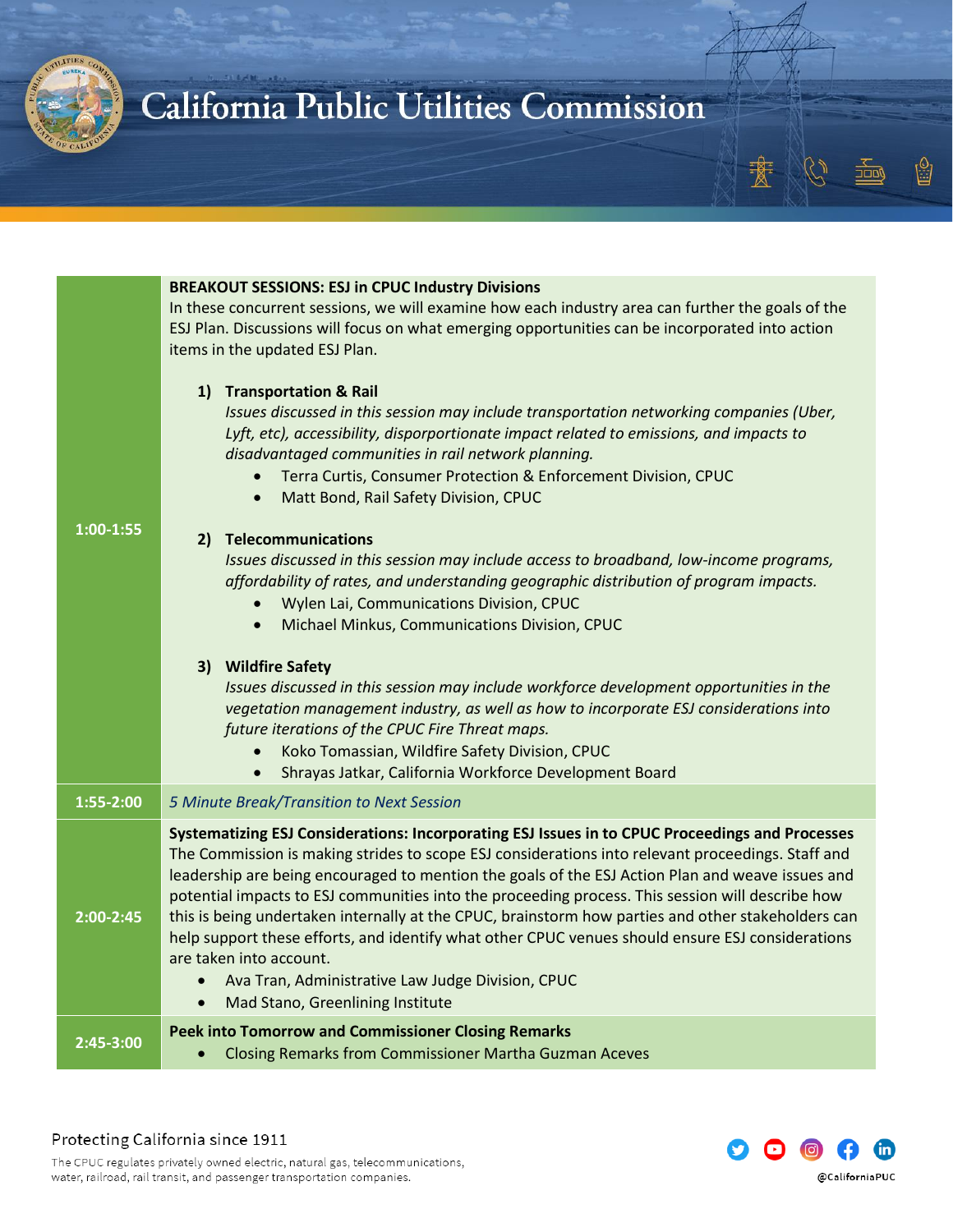| | |
|---|---|
| 1:00-1:55 | **BREAKOUT SESSIONS: ESJ in CPUC Industry Divisions**<br>In these concurrent sessions, we will examine how each industry area can further the goals of the ESJ Plan. Discussions will focus on what emerging opportunities can be incorporated into action items in the updated ESJ Plan.<br><br>**1) Transportation & Rail**<br>*Issues discussed in this session may include transportation networking companies (Uber, Lyft, etc), accessibility, disproportionate impact related to emissions, and impacts to disadvantaged communities in rail network planning.*<br>• Terra Curtis, Consumer Protection & Enforcement Division, CPUC<br>• Matt Bond, Rail Safety Division, CPUC<br><br>**2) Telecommunications**<br>*Issues discussed in this session may include access to broadband, low-income programs, affordability of rates, and understanding geographic distribution of program impacts.*<br>• Wylen Lai, Communications Division, CPUC<br>• Michael Minkus, Communications Division, CPUC<br><br>**3) Wildfire Safety**<br>*Issues discussed in this session may include workforce development opportunities in the vegetation management industry, as well as how to incorporate ESJ considerations into future iterations of the CPUC Fire Threat maps.*<br>• Koko Tomassian, Wildfire Safety Division, CPUC<br>• Shrayas Jatkar, California Workforce Development Board |
| 1:55-2:00 | *5 Minute Break/Transition to Next Session* |
| 2:00-2:45 | **Systematizing ESJ Considerations: Incorporating ESJ Issues in to CPUC Proceedings and Processes**<br>The Commission is making strides to scope ESJ considerations into relevant proceedings. Staff and leadership are being encouraged to mention the goals of the ESJ Action Plan and weave issues and potential impacts to ESJ communities into the proceeding process. This session will describe how this is being undertaken internally at the CPUC, brainstorm how parties and other stakeholders can help support these efforts, and identify what other CPUC venues should ensure ESJ considerations are taken into account.<br>• Ava Tran, Administrative Law Judge Division, CPUC<br>• Mad Stano, Greenlining Institute |
| 2:45-3:00 | **Peek into Tomorrow and Commissioner Closing Remarks**<br>• Closing Remarks from Commissioner Martha Guzman Aceves |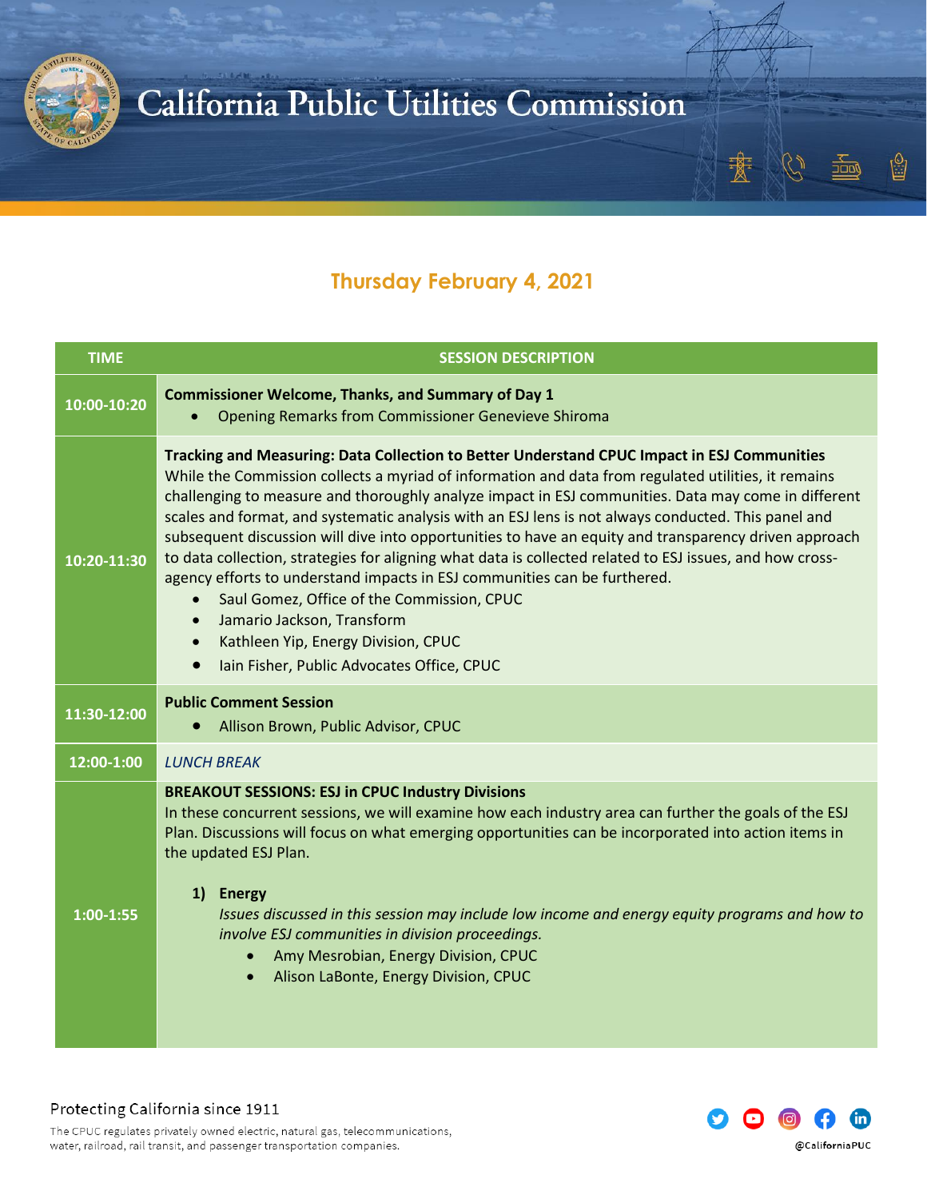## Thursday February 4, 2021

| TIME | SESSION DESCRIPTION |
|---|---|
| 10:00-10:20 | **Commissioner Welcome, Thanks, and Summary of Day 1**<br>• Opening Remarks from Commissioner Genevieve Shiroma |
| 10:20-11:30 | **Tracking and Measuring: Data Collection to Better Understand CPUC Impact in ESJ Communities**<br>While the Commission collects a myriad of information and data from regulated utilities, it remains challenging to measure and thoroughly analyze impact in ESJ communities. Data may come in different scales and format, and systematic analysis with an ESJ lens is not always conducted. This panel and subsequent discussion will dive into opportunities to have an equity and transparency driven approach to data collection, strategies for aligning what data is collected related to ESJ issues, and how cross-agency efforts to understand impacts in ESJ communities can be furthered.<br>• Saul Gomez, Office of the Commission, CPUC<br>• Jamario Jackson, Transform<br>• Kathleen Yip, Energy Division, CPUC<br>• Iain Fisher, Public Advocates Office, CPUC |
| 11:30-12:00 | **Public Comment Session**<br>• Allison Brown, Public Advisor, CPUC |
| 12:00-1:00 | *LUNCH BREAK* |
| 1:00-1:55 | **BREAKOUT SESSIONS: ESJ in CPUC Industry Divisions**<br>In these concurrent sessions, we will examine how each industry area can further the goals of the ESJ Plan. Discussions will focus on what emerging opportunities can be incorporated into action items in the updated ESJ Plan.<br><br>**1) Energy**<br>*Issues discussed in this session may include low income and energy equity programs and how to involve ESJ communities in division proceedings.*<br>• Amy Mesrobian, Energy Division, CPUC<br>• Alison LaBonte, Energy Division, CPUC |

Protecting California since 1911

The CPUC regulates privately owned electric, natural gas, telecommunications, water, railroad, rail transit, and passenger transportation companies.

@CaliforniaPUC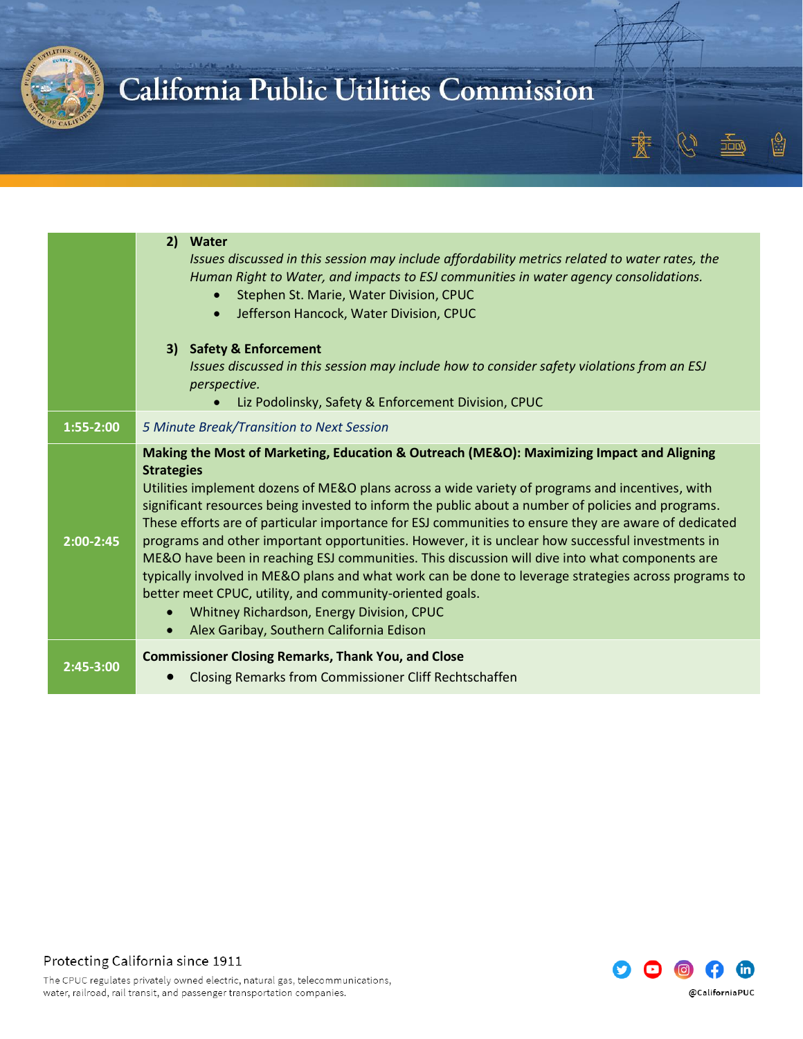| | |
|---|---|
| | **2) Water**<br>*Issues discussed in this session may include affordability metrics related to water rates, the Human Right to Water, and impacts to ESJ communities in water agency consolidations.*<br>• Stephen St. Marie, Water Division, CPUC<br>• Jefferson Hancock, Water Division, CPUC<br><br>**3) Safety & Enforcement**<br>*Issues discussed in this session may include how to consider safety violations from an ESJ perspective.*<br>• Liz Podolinsky, Safety & Enforcement Division, CPUC |
| **1:55-2:00** | *5 Minute Break/Transition to Next Session* |
| **2:00-2:45** | **Making the Most of Marketing, Education & Outreach (ME&O): Maximizing Impact and Aligning Strategies**<br>Utilities implement dozens of ME&O plans across a wide variety of programs and incentives, with significant resources being invested to inform the public about a number of policies and programs. These efforts are of particular importance for ESJ communities to ensure they are aware of dedicated programs and other important opportunities. However, it is unclear how successful investments in ME&O have been in reaching ESJ communities. This discussion will dive into what components are typically involved in ME&O plans and what work can be done to leverage strategies across programs to better meet CPUC, utility, and community-oriented goals.<br>• Whitney Richardson, Energy Division, CPUC<br>• Alex Garibay, Southern California Edison |
| **2:45-3:00** | **Commissioner Closing Remarks, Thank You, and Close**<br>• Closing Remarks from Commissioner Cliff Rechtschaffen |